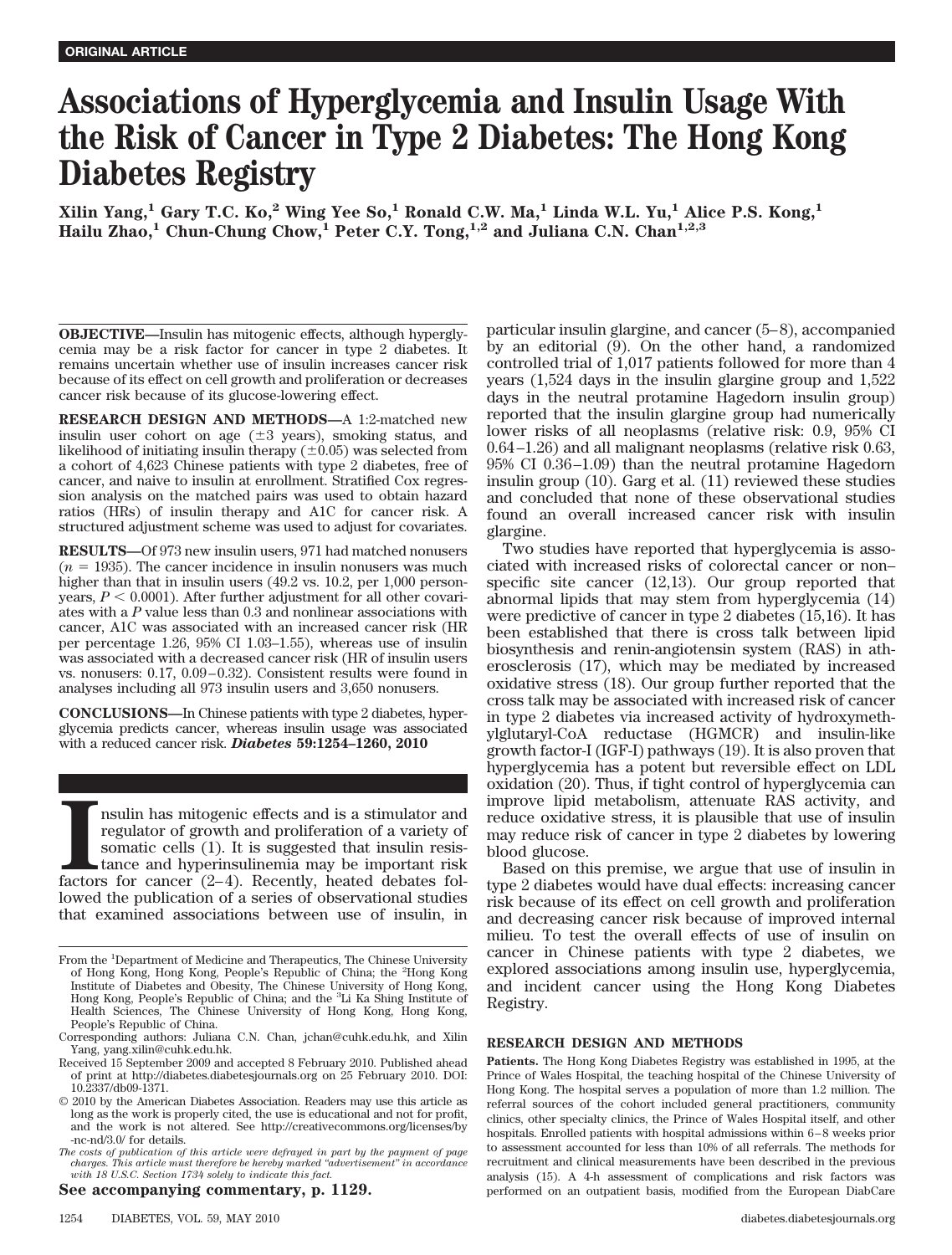ORIGINAL ARTICLE

# Associations of Hyperglycemia and Insulin Usage With the Risk of Cancer in Type 2 Diabetes: The Hong Kong Diabetes Registry

Xilin Yang,[1] Gary T.C. Ko,[2] Wing Yee So,[1] Ronald C.W. Ma,[1] Linda W.L. Yu,[1] Alice P.S. Kong,[1] Hailu Zhao,[1] Chun-Chung Chow,[1] Peter C.Y. Tong,[1,2] and Juliana C.N. Chan[1,2,3]

**OBJECTIVE**—Insulin has mitogenic effects, although hyperglycemia may be a risk factor for cancer in type 2 diabetes. It remains uncertain whether use of insulin increases cancer risk because of its effect on cell growth and proliferation or decreases cancer risk because of its glucose-lowering effect.

**RESEARCH DESIGN AND METHODS**—A 1:2-matched new insulin user cohort on age (±3 years), smoking status, and likelihood of initiating insulin therapy (±0.05) was selected from a cohort of 4,623 Chinese patients with type 2 diabetes, free of cancer, and naive to insulin at enrollment. Stratified Cox regression analysis on the matched pairs was used to obtain hazard ratios (HRs) of insulin therapy and A1C for cancer risk. A structured adjustment scheme was used to adjust for covariates.

**RESULTS**—Of 973 new insulin users, 971 had matched nonusers ($n$ = 1935). The cancer incidence in insulin nonusers was much higher than that in insulin users (49.2 vs. 10.2, per 1,000 person-years, $P < 0.0001$). After further adjustment for all other covariates with a $P$ value less than 0.3 and nonlinear associations with cancer, A1C was associated with an increased cancer risk (HR per percentage 1.26, 95% CI 1.03–1.55), whereas use of insulin was associated with a decreased cancer risk (HR of insulin users vs. nonusers: 0.17, 0.09–0.32). Consistent results were found in analyses including all 973 insulin users and 3,650 nonusers.

**CONCLUSIONS**—In Chinese patients with type 2 diabetes, hyperglycemia predicts cancer, whereas insulin usage was associated with a reduced cancer risk. ***Diabetes* 59:1254–1260, 2010**

Insulin has mitogenic effects and is a stimulator and regulator of growth and proliferation of a variety of somatic cells (1). It is suggested that insulin resistance and hyperinsulinemia may be important risk factors for cancer (2–4). Recently, heated debates followed the publication of a series of observational studies that examined associations between use of insulin, in particular insulin glargine, and cancer (5–8), accompanied by an editorial (9). On the other hand, a randomized controlled trial of 1,017 patients followed for more than 4 years (1,524 days in the insulin glargine group and 1,522 days in the neutral protamine Hagedorn insulin group) reported that the insulin glargine group had numerically lower risks of all neoplasms (relative risk: 0.9, 95% CI 0.64–1.26) and all malignant neoplasms (relative risk 0.63, 95% CI 0.36–1.09) than the neutral protamine Hagedorn insulin group (10). Garg et al. (11) reviewed these studies and concluded that none of these observational studies found an overall increased cancer risk with insulin glargine.

Two studies have reported that hyperglycemia is associated with increased risks of colorectal cancer or non–specific site cancer (12,13). Our group reported that abnormal lipids that may stem from hyperglycemia (14) were predictive of cancer in type 2 diabetes (15,16). It has been established that there is cross talk between lipid biosynthesis and renin-angiotensin system (RAS) in atherosclerosis (17), which may be mediated by increased oxidative stress (18). Our group further reported that the cross talk may be associated with increased risk of cancer in type 2 diabetes via increased activity of hydroxymethylglutaryl-CoA reductase (HGMCR) and insulin-like growth factor-I (IGF-I) pathways (19). It is also proven that hyperglycemia has a potent but reversible effect on LDL oxidation (20). Thus, if tight control of hyperglycemia can improve lipid metabolism, attenuate RAS activity, and reduce oxidative stress, it is plausible that use of insulin may reduce risk of cancer in type 2 diabetes by lowering blood glucose.

Based on this premise, we argue that use of insulin in type 2 diabetes would have dual effects: increasing cancer risk because of its effect on cell growth and proliferation and decreasing cancer risk because of improved internal milieu. To test the overall effects of use of insulin on cancer in Chinese patients with type 2 diabetes, we explored associations among insulin use, hyperglycemia, and incident cancer using the Hong Kong Diabetes Registry.

## RESEARCH DESIGN AND METHODS

**Patients.** The Hong Kong Diabetes Registry was established in 1995, at the Prince of Wales Hospital, the teaching hospital of the Chinese University of Hong Kong. The hospital serves a population of more than 1.2 million. The referral sources of the cohort included general practitioners, community clinics, other specialty clinics, the Prince of Wales Hospital itself, and other hospitals. Enrolled patients with hospital admissions within 6–8 weeks prior to assessment accounted for less than 10% of all referrals. The methods for recruitment and clinical measurements have been described in the previous analysis (15). A 4-h assessment of complications and risk factors was performed on an outpatient basis, modified from the European DiabCare

From the [1]Department of Medicine and Therapeutics, The Chinese University of Hong Kong, Hong Kong, People's Republic of China; the [2]Hong Kong Institute of Diabetes and Obesity, The Chinese University of Hong Kong, Hong Kong, People's Republic of China; and the [3]Li Ka Shing Institute of Health Sciences, The Chinese University of Hong Kong, Hong Kong, People's Republic of China.

Corresponding authors: Juliana C.N. Chan, jchan@cuhk.edu.hk, and Xilin Yang, yang.xilin@cuhk.edu.hk.

Received 15 September 2009 and accepted 8 February 2010. Published ahead of print at http://diabetes.diabetesjournals.org on 25 February 2010. DOI: 10.2337/db09-1371.

© 2010 by the American Diabetes Association. Readers may use this article as long as the work is properly cited, the use is educational and not for profit, and the work is not altered. See http://creativecommons.org/licenses/by-nc-nd/3.0/ for details.

*The costs of publication of this article were defrayed in part by the payment of page charges. This article must therefore be hereby marked "advertisement" in accordance with 18 U.S.C. Section 1734 solely to indicate this fact.*

**See accompanying commentary, p. 1129.**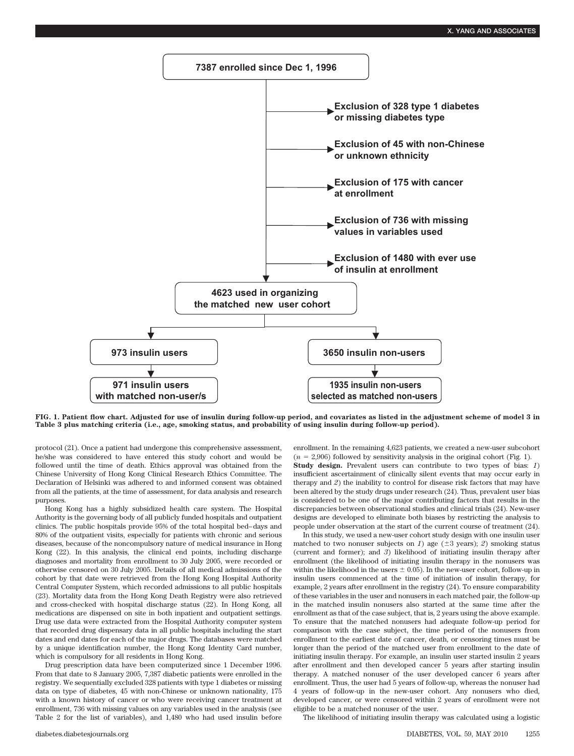7387 enrolled since Dec 1, 1996

- Exclusion of 328 type 1 diabetes or missing diabetes type
- Exclusion of 45 with non-Chinese or unknown ethnicity
- Exclusion of 175 with cancer at enrollment
- Exclusion of 736 with missing values in variables used
- Exclusion of 1480 with ever use of insulin at enrollment

4623 used in organizing the matched new user cohort

- 973 insulin users → 971 insulin users with matched non-user/s
- 3650 insulin non-users → 1935 insulin non-users selected as matched non-users

**FIG. 1. Patient flow chart. Adjusted for use of insulin during follow-up period, and covariates as listed in the adjustment scheme of model 3 in Table 3 plus matching criteria (i.e., age, smoking status, and probability of using insulin during follow-up period).**

protocol (21). Once a patient had undergone this comprehensive assessment, he/she was considered to have entered this study cohort and would be followed until the time of death. Ethics approval was obtained from the Chinese University of Hong Kong Clinical Research Ethics Committee. The Declaration of Helsinki was adhered to and informed consent was obtained from all the patients, at the time of assessment, for data analysis and research purposes.

Hong Kong has a highly subsidized health care system. The Hospital Authority is the governing body of all publicly funded hospitals and outpatient clinics. The public hospitals provide 95% of the total hospital bed–days and 80% of the outpatient visits, especially for patients with chronic and serious diseases, because of the noncompulsory nature of medical insurance in Hong Kong (22). In this analysis, the clinical end points, including discharge diagnoses and mortality from enrollment to 30 July 2005, were recorded or otherwise censored on 30 July 2005. Details of all medical admissions of the cohort by that date were retrieved from the Hong Kong Hospital Authority Central Computer System, which recorded admissions to all public hospitals (23). Mortality data from the Hong Kong Death Registry were also retrieved and cross-checked with hospital discharge status (22). In Hong Kong, all medications are dispensed on site in both inpatient and outpatient settings. Drug use data were extracted from the Hospital Authority computer system that recorded drug dispensary data in all public hospitals including the start dates and end dates for each of the major drugs. The databases were matched by a unique identification number, the Hong Kong Identity Card number, which is compulsory for all residents in Hong Kong.

Drug prescription data have been computerized since 1 December 1996. From that date to 8 January 2005, 7,387 diabetic patients were enrolled in the registry. We sequentially excluded 328 patients with type 1 diabetes or missing data on type of diabetes, 45 with non-Chinese or unknown nationality, 175 with a known history of cancer or who were receiving cancer treatment at enrollment, 736 with missing values on any variables used in the analysis (see Table 2 for the list of variables), and 1,480 who had used insulin before enrollment. In the remaining 4,623 patients, we created a new-user subcohort ($n$ = 2,906) followed by sensitivity analysis in the original cohort (Fig. 1).

**Study design.** Prevalent users can contribute to two types of bias: *1*) insufficient ascertainment of clinically silent events that may occur early in therapy and *2*) the inability to control for disease risk factors that may have been altered by the study drugs under research (24). Thus, prevalent user bias is considered to be one of the major contributing factors that results in the discrepancies between observational studies and clinical trials (24). New-user designs are developed to eliminate both biases by restricting the analysis to people under observation at the start of the current course of treatment (24).

In this study, we used a new-user cohort study design with one insulin user matched to two nonuser subjects on *1*) age (±3 years); *2*) smoking status (current and former); and *3*) likelihood of initiating insulin therapy after enrollment (the likelihood of initiating insulin therapy in the nonusers was within the likelihood in the users ± 0.05). In the new-user cohort, follow-up in insulin users commenced at the time of initiation of insulin therapy, for example, 2 years after enrollment in the registry (24). To ensure comparability of these variables in the user and nonusers in each matched pair, the follow-up in the matched insulin nonusers also started at the same time after the enrollment as that of the case subject, that is, 2 years using the above example. To ensure that the matched nonusers had adequate follow-up period for comparison with the case subject, the time period of the nonusers from enrollment to the earliest date of cancer, death, or censoring times must be longer than the period of the matched user from enrollment to the date of initiating insulin therapy. For example, an insulin user started insulin 2 years after enrollment and then developed cancer 5 years after starting insulin therapy. A matched nonuser of the user developed cancer 6 years after enrollment. Thus, the user had 5 years of follow-up, whereas the nonuser had 4 years of follow-up in the new-user cohort. Any nonusers who died, developed cancer, or were censored within 2 years of enrollment were not eligible to be a matched nonuser of the user.

The likelihood of initiating insulin therapy was calculated using a logistic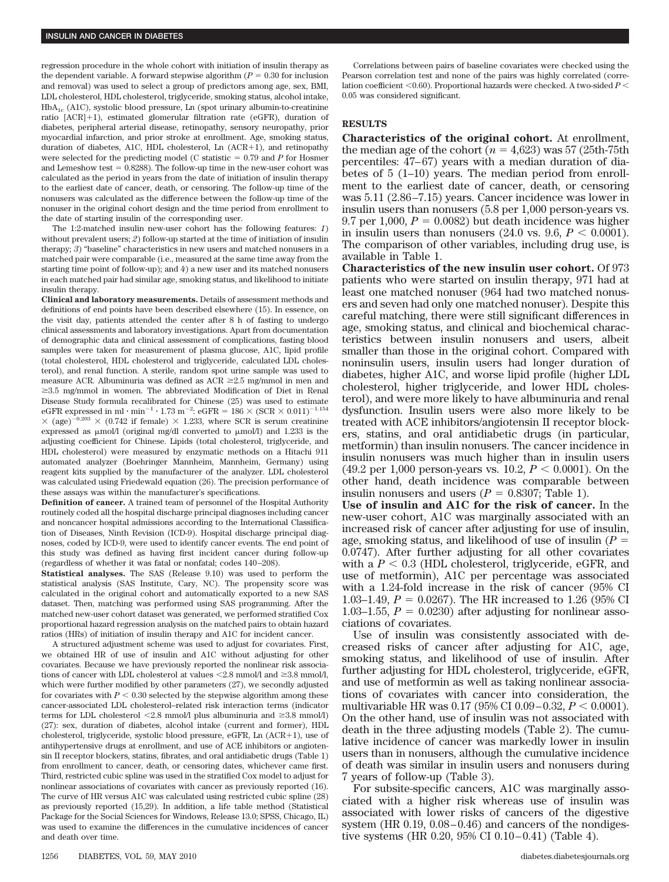regression procedure in the whole cohort with initiation of insulin therapy as the dependent variable. A forward stepwise algorithm ($P = 0.30$ for inclusion and removal) was used to select a group of predictors among age, sex, BMI, LDL cholesterol, HDL cholesterol, triglyceride, smoking status, alcohol intake, $HbA_{1c}$ (A1C), systolic blood pressure, Ln (spot urinary albumin-to-creatinine ratio [ACR]+1), estimated glomerular filtration rate (eGFR), duration of diabetes, peripheral arterial disease, retinopathy, sensory neuropathy, prior myocardial infarction, and prior stroke at enrollment. Age, smoking status, duration of diabetes, A1C, HDL cholesterol, Ln (ACR+1), and retinopathy were selected for the predicting model (C statistic = 0.79 and $P$ for Hosmer and Lemeshow test = 0.8288). The follow-up time in the new-user cohort was calculated as the period in years from the date of initiation of insulin therapy to the earliest date of cancer, death, or censoring. The follow-up time of the nonusers was calculated as the difference between the follow-up time of the nonuser in the original cohort design and the time period from enrollment to the date of starting insulin of the corresponding user.

The 1:2-matched insulin new-user cohort has the following features: *1*) without prevalent users; *2*) follow-up started at the time of initiation of insulin therapy; *3*) "baseline" characteristics in new users and matched nonusers in a matched pair were comparable (i.e., measured at the same time away from the starting time point of follow-up); and *4*) a new user and its matched nonusers in each matched pair had similar age, smoking status, and likelihood to initiate insulin therapy.

**Clinical and laboratory measurements.** Details of assessment methods and definitions of end points have been described elsewhere (15). In essence, on the visit day, patients attended the center after 8 h of fasting to undergo clinical assessments and laboratory investigations. Apart from documentation of demographic data and clinical assessment of complications, fasting blood samples were taken for measurement of plasma glucose, A1C, lipid profile (total cholesterol, HDL cholesterol and triglyceride, calculated LDL cholesterol), and renal function. A sterile, random spot urine sample was used to measure ACR. Albuminuria was defined as ACR ≥2.5 mg/mmol in men and ≥3.5 mg/mmol in women. The abbreviated Modification of Diet in Renal Disease Study formula recalibrated for Chinese (25) was used to estimate eGFR expressed in $\text{ml} \cdot \text{min}^{-1} \cdot 1.73\ \text{m}^{-2}$: $\text{eGFR} = 186 \times (\text{SCR} \times 0.011)^{-1.154} \times (\text{age})^{-0.203} \times (0.742 \text{ if female}) \times 1.233$, where SCR is serum creatinine expressed as μmol/l (original mg/dl converted to μmol/l) and 1.233 is the adjusting coefficient for Chinese. Lipids (total cholesterol, triglyceride, and HDL cholesterol) were measured by enzymatic methods on a Hitachi 911 automated analyzer (Boehringer Mannheim, Mannheim, Germany) using reagent kits supplied by the manufacturer of the analyzer. LDL cholesterol was calculated using Friedewald equation (26). The precision performance of these assays was within the manufacturer's specifications.

**Definition of cancer.** A trained team of personnel of the Hospital Authority routinely coded all the hospital discharge principal diagnoses including cancer and noncancer hospital admissions according to the International Classification of Diseases, Ninth Revision (ICD-9). Hospital discharge principal diagnoses, coded by ICD-9, were used to identify cancer events. The end point of this study was defined as having first incident cancer during follow-up (regardless of whether it was fatal or nonfatal; codes 140–208).

**Statistical analyses.** The SAS (Release 9.10) was used to perform the statistical analysis (SAS Institute, Cary, NC). The propensity score was calculated in the original cohort and automatically exported to a new SAS dataset. Then, matching was performed using SAS programming. After the matched new-user cohort dataset was generated, we performed stratified Cox proportional hazard regression analysis on the matched pairs to obtain hazard ratios (HRs) of initiation of insulin therapy and A1C for incident cancer.

A structured adjustment scheme was used to adjust for covariates. First, we obtained HR of use of insulin and A1C without adjusting for other covariates. Because we have previously reported the nonlinear risk associations of cancer with LDL cholesterol at values <2.8 mmol/l and ≥3.8 mmol/l, which were further modified by other parameters (27), we secondly adjusted for covariates with $P < 0.30$ selected by the stepwise algorithm among these cancer-associated LDL cholesterol–related risk interaction terms (indicator terms for LDL cholesterol <2.8 mmol/l plus albuminuria and ≥3.8 mmol/l) (27): sex, duration of diabetes, alcohol intake (current and former), HDL cholesterol, triglyceride, systolic blood pressure, eGFR, Ln (ACR+1), use of antihypertensive drugs at enrollment, and use of ACE inhibitors or angiotensin II receptor blockers, statins, fibrates, and oral antidiabetic drugs (Table 1) from enrollment to cancer, death, or censoring dates, whichever came first. Third, restricted cubic spline was used in the stratified Cox model to adjust for nonlinear associations of covariates with cancer as previously reported (16). The curve of HR versus A1C was calculated using restricted cubic spline (28) as previously reported (15,29). In addition, a life table method (Statistical Package for the Social Sciences for Windows, Release 13.0; SPSS, Chicago, IL) was used to examine the differences in the cumulative incidences of cancer and death over time.

Correlations between pairs of baseline covariates were checked using the Pearson correlation test and none of the pairs was highly correlated (correlation coefficient <0.60). Proportional hazards were checked. A two-sided $P < 0.05$ was considered significant.

## RESULTS

**Characteristics of the original cohort.** At enrollment, the median age of the cohort ($n = 4{,}623$) was 57 (25th-75th percentiles: 47–67) years with a median duration of diabetes of 5 (1–10) years. The median period from enrollment to the earliest date of cancer, death, or censoring was 5.11 (2.86–7.15) years. Cancer incidence was lower in insulin users than nonusers (5.8 per 1,000 person-years vs. 9.7 per 1,000, $P = 0.0082$) but death incidence was higher in insulin users than nonusers (24.0 vs. 9.6, $P < 0.0001$). The comparison of other variables, including drug use, is available in Table 1.

**Characteristics of the new insulin user cohort.** Of 973 patients who were started on insulin therapy, 971 had at least one matched nonuser (964 had two matched nonusers and seven had only one matched nonuser). Despite this careful matching, there were still significant differences in age, smoking status, and clinical and biochemical characteristics between insulin nonusers and users, albeit smaller than those in the original cohort. Compared with noninsulin users, insulin users had longer duration of diabetes, higher A1C, and worse lipid profile (higher LDL cholesterol, higher triglyceride, and lower HDL cholesterol), and were more likely to have albuminuria and renal dysfunction. Insulin users were also more likely to be treated with ACE inhibitors/angiotensin II receptor blockers, statins, and oral antidiabetic drugs (in particular, metformin) than insulin nonusers. The cancer incidence in insulin nonusers was much higher than in insulin users (49.2 per 1,000 person-years vs. 10.2, $P < 0.0001$). On the other hand, death incidence was comparable between insulin nonusers and users ($P = 0.8307$; Table 1).

**Use of insulin and A1C for the risk of cancer.** In the new-user cohort, A1C was marginally associated with an increased risk of cancer after adjusting for use of insulin, age, smoking status, and likelihood of use of insulin ($P = 0.0747$). After further adjusting for all other covariates with a $P < 0.3$ (HDL cholesterol, triglyceride, eGFR, and use of metformin), A1C per percentage was associated with a 1.24-fold increase in the risk of cancer (95% CI 1.03–1.49, $P = 0.0267$). The HR increased to 1.26 (95% CI 1.03–1.55, $P = 0.0230$) after adjusting for nonlinear associations of covariates.

Use of insulin was consistently associated with decreased risks of cancer after adjusting for A1C, age, smoking status, and likelihood of use of insulin. After further adjusting for HDL cholesterol, triglyceride, eGFR, and use of metformin as well as taking nonlinear associations of covariates with cancer into consideration, the multivariable HR was 0.17 (95% CI 0.09–0.32, $P < 0.0001$). On the other hand, use of insulin was not associated with death in the three adjusting models (Table 2). The cumulative incidence of cancer was markedly lower in insulin users than in nonusers, although the cumulative incidence of death was similar in insulin users and nonusers during 7 years of follow-up (Table 3).

For subsite-specific cancers, A1C was marginally associated with a higher risk whereas use of insulin was associated with lower risks of cancers of the digestive system (HR 0.19, 0.08–0.46) and cancers of the nondigestive systems (HR 0.20, 95% CI 0.10–0.41) (Table 4).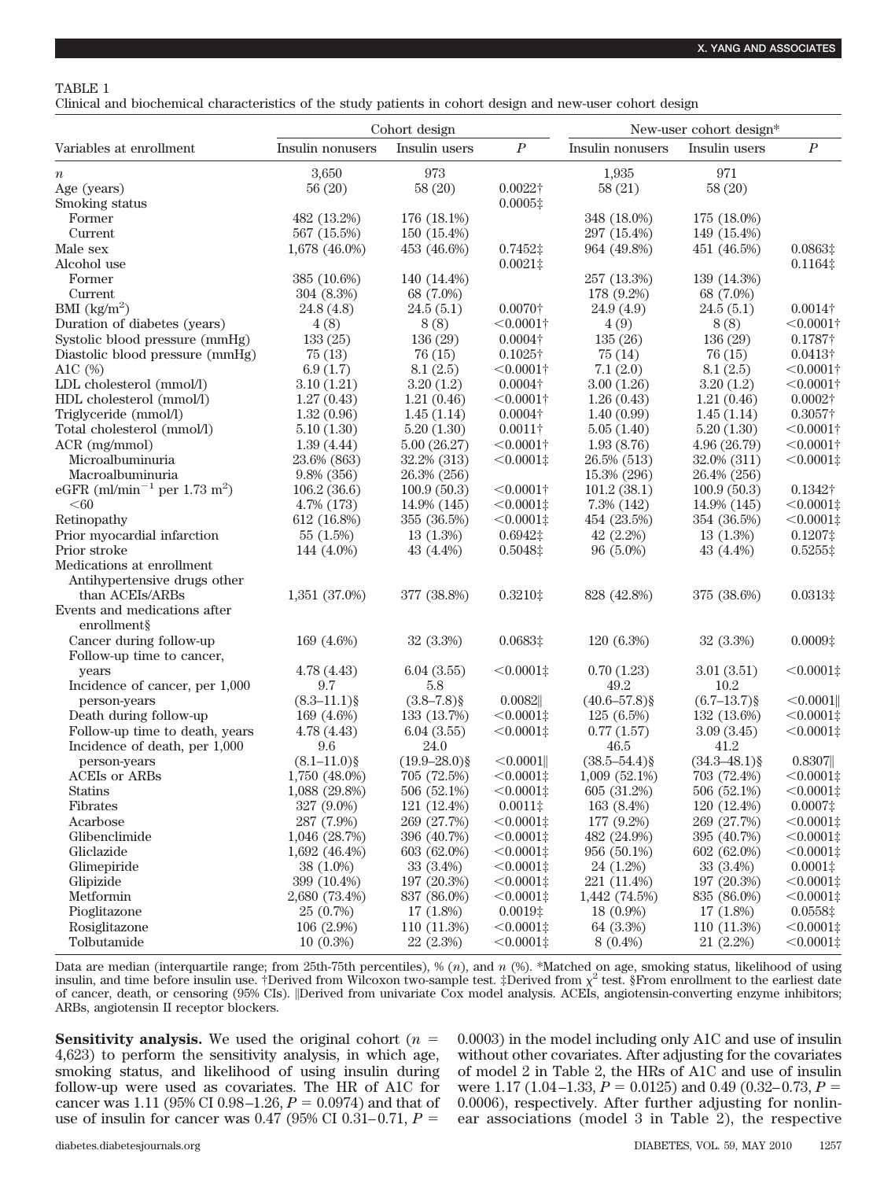TABLE 1

Clinical and biochemical characteristics of the study patients in cohort design and new-user cohort design

| Variables at enrollment | Cohort design | | | New-user cohort design* | | |
|---|---|---|---|---|---|---|
| | Insulin nonusers | Insulin users | $P$ | Insulin nonusers | Insulin users | $P$ |
| $n$ | 3,650 | 973 | | 1,935 | 971 | |
| Age (years) | 56 (20) | 58 (20) | 0.0022† | 58 (21) | 58 (20) | |
| Smoking status | | | 0.0005‡ | | | |
| Former | 482 (13.2%) | 176 (18.1%) | | 348 (18.0%) | 175 (18.0%) | |
| Current | 567 (15.5%) | 150 (15.4%) | | 297 (15.4%) | 149 (15.4%) | |
| Male sex | 1,678 (46.0%) | 453 (46.6%) | 0.7452‡ | 964 (49.8%) | 451 (46.5%) | 0.0863‡ |
| Alcohol use | | | 0.0021‡ | | | 0.1164‡ |
| Former | 385 (10.6%) | 140 (14.4%) | | 257 (13.3%) | 139 (14.3%) | |
| Current | 304 (8.3%) | 68 (7.0%) | | 178 (9.2%) | 68 (7.0%) | |
| BMI (kg/m$^2$) | 24.8 (4.8) | 24.5 (5.1) | 0.0070† | 24.9 (4.9) | 24.5 (5.1) | 0.0014† |
| Duration of diabetes (years) | 4 (8) | 8 (8) | <0.0001† | 4 (9) | 8 (8) | <0.0001† |
| Systolic blood pressure (mmHg) | 133 (25) | 136 (29) | 0.0004† | 135 (26) | 136 (29) | 0.1787† |
| Diastolic blood pressure (mmHg) | 75 (13) | 76 (15) | 0.1025† | 75 (14) | 76 (15) | 0.0413† |
| A1C (%) | 6.9 (1.7) | 8.1 (2.5) | <0.0001† | 7.1 (2.0) | 8.1 (2.5) | <0.0001† |
| LDL cholesterol (mmol/l) | 3.10 (1.21) | 3.20 (1.2) | 0.0004† | 3.00 (1.26) | 3.20 (1.2) | <0.0001† |
| HDL cholesterol (mmol/l) | 1.27 (0.43) | 1.21 (0.46) | <0.0001† | 1.26 (0.43) | 1.21 (0.46) | 0.0002† |
| Triglyceride (mmol/l) | 1.32 (0.96) | 1.45 (1.14) | 0.0004† | 1.40 (0.99) | 1.45 (1.14) | 0.3057† |
| Total cholesterol (mmol/l) | 5.10 (1.30) | 5.20 (1.30) | 0.0011† | 5.05 (1.40) | 5.20 (1.30) | <0.0001† |
| ACR (mg/mmol) | 1.39 (4.44) | 5.00 (26.27) | <0.0001† | 1.93 (8.76) | 4.96 (26.79) | <0.0001† |
| Microalbuminuria | 23.6% (863) | 32.2% (313) | <0.0001‡ | 26.5% (513) | 32.0% (311) | <0.0001‡ |
| Macroalbuminuria | 9.8% (356) | 26.3% (256) | | 15.3% (296) | 26.4% (256) | |
| eGFR (ml/min$^{-1}$ per 1.73 m$^2$) | 106.2 (36.6) | 100.9 (50.3) | <0.0001† | 101.2 (38.1) | 100.9 (50.3) | 0.1342† |
| <60 | 4.7% (173) | 14.9% (145) | <0.0001‡ | 7.3% (142) | 14.9% (145) | <0.0001‡ |
| Retinopathy | 612 (16.8%) | 355 (36.5%) | <0.0001‡ | 454 (23.5%) | 354 (36.5%) | <0.0001‡ |
| Prior myocardial infarction | 55 (1.5%) | 13 (1.3%) | 0.6942‡ | 42 (2.2%) | 13 (1.3%) | 0.1207‡ |
| Prior stroke | 144 (4.0%) | 43 (4.4%) | 0.5048‡ | 96 (5.0%) | 43 (4.4%) | 0.5255‡ |
| Medications at enrollment | | | | | | |
| Antihypertensive drugs other than ACEIs/ARBs | 1,351 (37.0%) | 377 (38.8%) | 0.3210‡ | 828 (42.8%) | 375 (38.6%) | 0.0313‡ |
| Events and medications after enrollment§ | | | | | | |
| Cancer during follow-up | 169 (4.6%) | 32 (3.3%) | 0.0683‡ | 120 (6.3%) | 32 (3.3%) | 0.0009‡ |
| Follow-up time to cancer, years | 4.78 (4.43) | 6.04 (3.55) | <0.0001‡ | 0.70 (1.23) | 3.01 (3.51) | <0.0001‡ |
| Incidence of cancer, per 1,000 person-years | 9.7 (8.3–11.1)§ | 5.8 (3.8–7.8)§ | 0.0082‖ | 49.2 (40.6–57.8)§ | 10.2 (6.7–13.7)§ | <0.0001‖ |
| Death during follow-up | 169 (4.6%) | 133 (13.7%) | <0.0001‡ | 125 (6.5%) | 132 (13.6%) | <0.0001‡ |
| Follow-up time to death, years | 4.78 (4.43) | 6.04 (3.55) | <0.0001‡ | 0.77 (1.57) | 3.09 (3.45) | <0.0001‡ |
| Incidence of death, per 1,000 person-years | 9.6 (8.1–11.0)§ | 24.0 (19.9–28.0)§ | <0.0001‖ | 46.5 (38.5–54.4)§ | 41.2 (34.3–48.1)§ | 0.8307‖ |
| ACEIs or ARBs | 1,750 (48.0%) | 705 (72.5%) | <0.0001‡ | 1,009 (52.1%) | 703 (72.4%) | <0.0001‡ |
| Statins | 1,088 (29.8%) | 506 (52.1%) | <0.0001‡ | 605 (31.2%) | 506 (52.1%) | <0.0001‡ |
| Fibrates | 327 (9.0%) | 121 (12.4%) | 0.0011‡ | 163 (8.4%) | 120 (12.4%) | 0.0007‡ |
| Acarbose | 287 (7.9%) | 269 (27.7%) | <0.0001‡ | 177 (9.2%) | 269 (27.7%) | <0.0001‡ |
| Glibenclimide | 1,046 (28.7%) | 396 (40.7%) | <0.0001‡ | 482 (24.9%) | 395 (40.7%) | <0.0001‡ |
| Gliclazide | 1,692 (46.4%) | 603 (62.0%) | <0.0001‡ | 956 (50.1%) | 602 (62.0%) | <0.0001‡ |
| Glimepiride | 38 (1.0%) | 33 (3.4%) | <0.0001‡ | 24 (1.2%) | 33 (3.4%) | 0.0001‡ |
| Glipizide | 399 (10.4%) | 197 (20.3%) | <0.0001‡ | 221 (11.4%) | 197 (20.3%) | <0.0001‡ |
| Metformin | 2,680 (73.4%) | 837 (86.0%) | <0.0001‡ | 1,442 (74.5%) | 835 (86.0%) | <0.0001‡ |
| Pioglitazone | 25 (0.7%) | 17 (1.8%) | 0.0019‡ | 18 (0.9%) | 17 (1.8%) | 0.0558‡ |
| Rosiglitazone | 106 (2.9%) | 110 (11.3%) | <0.0001‡ | 64 (3.3%) | 110 (11.3%) | <0.0001‡ |
| Tolbutamide | 10 (0.3%) | 22 (2.3%) | <0.0001‡ | 8 (0.4%) | 21 (2.2%) | <0.0001‡ |

Data are median (interquartile range; from 25th-75th percentiles), % ($n$), and $n$ (%). *Matched on age, smoking status, likelihood of using insulin, and time before insulin use. †Derived from Wilcoxon two-sample test. ‡Derived from $\chi^2$ test. §From enrollment to the earliest date of cancer, death, or censoring (95% CIs). ‖Derived from univariate Cox model analysis. ACEIs, angiotensin-converting enzyme inhibitors; ARBs, angiotensin II receptor blockers.

**Sensitivity analysis.** We used the original cohort ($n$ = 4,623) to perform the sensitivity analysis, in which age, smoking status, and likelihood of using insulin during follow-up were used as covariates. The HR of A1C for cancer was 1.11 (95% CI 0.98–1.26, $P$ = 0.0974) and that of use of insulin for cancer was 0.47 (95% CI 0.31–0.71, $P$ = 0.0003) in the model including only A1C and use of insulin without other covariates. After adjusting for the covariates of model 2 in Table 2, the HRs of A1C and use of insulin were 1.17 (1.04–1.33, $P$ = 0.0125) and 0.49 (0.32–0.73, $P$ = 0.0006), respectively. After further adjusting for nonlinear associations (model 3 in Table 2), the respective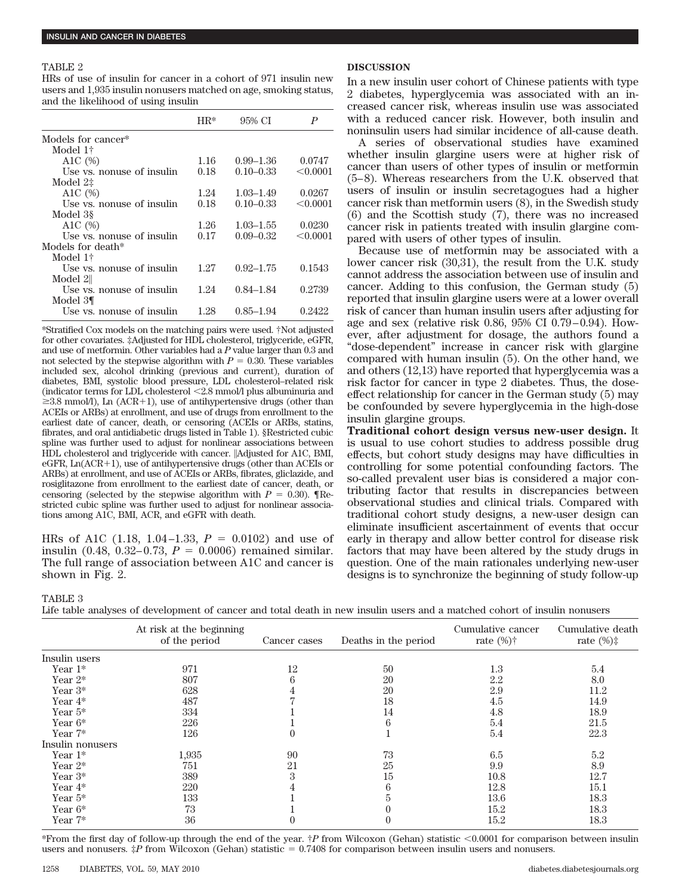TABLE 2

HRs of use of insulin for cancer in a cohort of 971 insulin new users and 1,935 insulin nonusers matched on age, smoking status, and the likelihood of using insulin

| | HR* | 95% CI | P |
|---|---|---|---|
| Models for cancer* | | | |
| Model 1† | | | |
| A1C (%) | 1.16 | 0.99–1.36 | 0.0747 |
| Use vs. nonuse of insulin | 0.18 | 0.10–0.33 | <0.0001 |
| Model 2‡ | | | |
| A1C (%) | 1.24 | 1.03–1.49 | 0.0267 |
| Use vs. nonuse of insulin | 0.18 | 0.10–0.33 | <0.0001 |
| Model 3§ | | | |
| A1C (%) | 1.26 | 1.03–1.55 | 0.0230 |
| Use vs. nonuse of insulin | 0.17 | 0.09–0.32 | <0.0001 |
| Models for death* | | | |
| Model 1† | | | |
| Use vs. nonuse of insulin | 1.27 | 0.92–1.75 | 0.1543 |
| Model 2‖ | | | |
| Use vs. nonuse of insulin | 1.24 | 0.84–1.84 | 0.2739 |
| Model 3¶ | | | |
| Use vs. nonuse of insulin | 1.28 | 0.85–1.94 | 0.2422 |

*Stratified Cox models on the matching pairs were used. †Not adjusted for other covariates. ‡Adjusted for HDL cholesterol, triglyceride, eGFR, and use of metformin. Other variables had a $P$ value larger than 0.3 and not selected by the stepwise algorithm with $P = 0.30$. These variables included sex, alcohol drinking (previous and current), duration of diabetes, BMI, systolic blood pressure, LDL cholesterol–related risk (indicator terms for LDL cholesterol <2.8 mmol/l plus albuminuria and ≥3.8 mmol/l), Ln (ACR+1), use of antihypertensive drugs (other than ACEIs or ARBs) at enrollment, and use of drugs from enrollment to the earliest date of cancer, death, or censoring (ACEIs or ARBs, statins, fibrates, and oral antidiabetic drugs listed in Table 1). §Restricted cubic spline was further used to adjust for nonlinear associations between HDL cholesterol and triglyceride with cancer. ‖Adjusted for A1C, BMI, eGFR, Ln(ACR+1), use of antihypertensive drugs (other than ACEIs or ARBs) at enrollment, and use of ACEIs or ARBs, fibrates, gliclazide, and rosiglitazone from enrollment to the earliest date of cancer, death, or censoring (selected by the stepwise algorithm with $P = 0.30$). ¶Restricted cubic spline was further used to adjust for nonlinear associations among A1C, BMI, ACR, and eGFR with death.

HRs of A1C (1.18, 1.04–1.33, $P = 0.0102$) and use of insulin (0.48, 0.32–0.73, $P = 0.0006$) remained similar. The full range of association between A1C and cancer is shown in Fig. 2.

## DISCUSSION

In a new insulin user cohort of Chinese patients with type 2 diabetes, hyperglycemia was associated with an increased cancer risk, whereas insulin use was associated with a reduced cancer risk. However, both insulin and noninsulin users had similar incidence of all-cause death.

A series of observational studies have examined whether insulin glargine users were at higher risk of cancer than users of other types of insulin or metformin (5–8). Whereas researchers from the U.K. observed that users of insulin or insulin secretagogues had a higher cancer risk than metformin users (8), in the Swedish study (6) and the Scottish study (7), there was no increased cancer risk in patients treated with insulin glargine compared with users of other types of insulin.

Because use of metformin may be associated with a lower cancer risk (30,31), the result from the U.K. study cannot address the association between use of insulin and cancer. Adding to this confusion, the German study (5) reported that insulin glargine users were at a lower overall risk of cancer than human insulin users after adjusting for age and sex (relative risk 0.86, 95% CI 0.79–0.94). However, after adjustment for dosage, the authors found a "dose-dependent" increase in cancer risk with glargine compared with human insulin (5). On the other hand, we and others (12,13) have reported that hyperglycemia was a risk factor for cancer in type 2 diabetes. Thus, the dose-effect relationship for cancer in the German study (5) may be confounded by severe hyperglycemia in the high-dose insulin glargine groups.

**Traditional cohort design versus new-user design.** It is usual to use cohort studies to address possible drug effects, but cohort study designs may have difficulties in controlling for some potential confounding factors. The so-called prevalent user bias is considered a major contributing factor that results in discrepancies between observational studies and clinical trials. Compared with traditional cohort study designs, a new-user design can eliminate insufficient ascertainment of events that occur early in therapy and allow better control for disease risk factors that may have been altered by the study drugs in question. One of the main rationales underlying new-user designs is to synchronize the beginning of study follow-up

TABLE 3

Life table analyses of development of cancer and total death in new insulin users and a matched cohort of insulin nonusers

| | At risk at the beginning of the period | Cancer cases | Deaths in the period | Cumulative cancer rate (%)† | Cumulative death rate (%)‡ |
|---|---|---|---|---|---|
| Insulin users | | | | | |
| Year 1* | 971 | 12 | 50 | 1.3 | 5.4 |
| Year 2* | 807 | 6 | 20 | 2.2 | 8.0 |
| Year 3* | 628 | 4 | 20 | 2.9 | 11.2 |
| Year 4* | 487 | 7 | 18 | 4.5 | 14.9 |
| Year 5* | 334 | 1 | 14 | 4.8 | 18.9 |
| Year 6* | 226 | 1 | 6 | 5.4 | 21.5 |
| Year 7* | 126 | 0 | 1 | 5.4 | 22.3 |
| Insulin nonusers | | | | | |
| Year 1* | 1,935 | 90 | 73 | 6.5 | 5.2 |
| Year 2* | 751 | 21 | 25 | 9.9 | 8.9 |
| Year 3* | 389 | 3 | 15 | 10.8 | 12.7 |
| Year 4* | 220 | 4 | 6 | 12.8 | 15.1 |
| Year 5* | 133 | 1 | 5 | 13.6 | 18.3 |
| Year 6* | 73 | 1 | 0 | 15.2 | 18.3 |
| Year 7* | 36 | 0 | 0 | 15.2 | 18.3 |

*From the first day of follow-up through the end of the year. †$P$ from Wilcoxon (Gehan) statistic <0.0001 for comparison between insulin users and nonusers. ‡$P$ from Wilcoxon (Gehan) statistic = 0.7408 for comparison between insulin users and nonusers.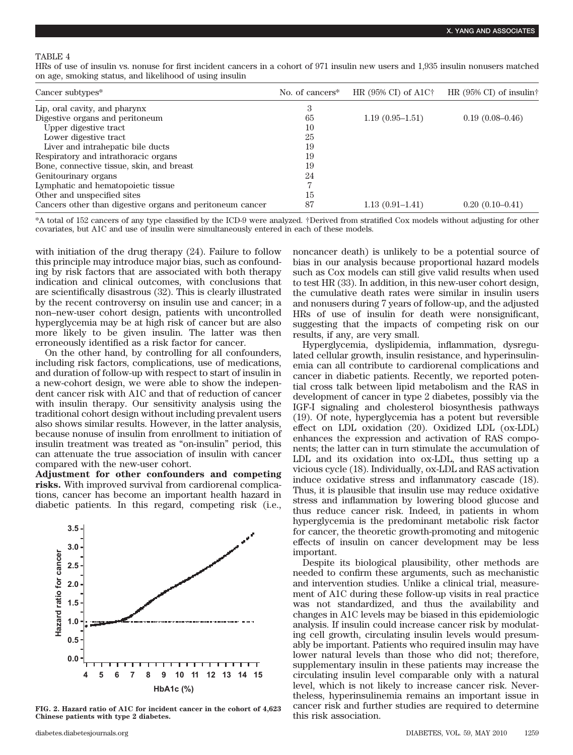TABLE 4

HRs of use of insulin vs. nonuse for first incident cancers in a cohort of 971 insulin new users and 1,935 insulin nonusers matched on age, smoking status, and likelihood of using insulin

| Cancer subtypes* | No. of cancers* | HR (95% CI) of A1C† | HR (95% CI) of insulin† |
|---|---|---|---|
| Lip, oral cavity, and pharynx | 3 | | |
| Digestive organs and peritoneum | 65 | 1.19 (0.95–1.51) | 0.19 (0.08–0.46) |
| Upper digestive tract | 10 | | |
| Lower digestive tract | 25 | | |
| Liver and intrahepatic bile ducts | 19 | | |
| Respiratory and intrathoracic organs | 19 | | |
| Bone, connective tissue, skin, and breast | 19 | | |
| Genitourinary organs | 24 | | |
| Lymphatic and hematopoietic tissue | 7 | | |
| Other and unspecified sites | 15 | | |
| Cancers other than digestive organs and peritoneum cancer | 87 | 1.13 (0.91–1.41) | 0.20 (0.10–0.41) |

*A total of 152 cancers of any type classified by the ICD-9 were analyzed. †Derived from stratified Cox models without adjusting for other covariates, but A1C and use of insulin were simultaneously entered in each of these models.

with initiation of the drug therapy (24). Failure to follow this principle may introduce major bias, such as confounding by risk factors that are associated with both therapy indication and clinical outcomes, with conclusions that are scientifically disastrous (32). This is clearly illustrated by the recent controversy on insulin use and cancer; in a non–new-user cohort design, patients with uncontrolled hyperglycemia may be at high risk of cancer but are also more likely to be given insulin. The latter was then erroneously identified as a risk factor for cancer.

On the other hand, by controlling for all confounders, including risk factors, complications, use of medications, and duration of follow-up with respect to start of insulin in a new-cohort design, we were able to show the independent cancer risk with A1C and that of reduction of cancer with insulin therapy. Our sensitivity analysis using the traditional cohort design without including prevalent users also shows similar results. However, in the latter analysis, because nonuse of insulin from enrollment to initiation of insulin treatment was treated as "on-insulin" period, this can attenuate the true association of insulin with cancer compared with the new-user cohort.

**Adjustment for other confounders and competing risks.** With improved survival from cardiorenal complications, cancer has become an important health hazard in diabetic patients. In this regard, competing risk (i.e., noncancer death) is unlikely to be a potential source of bias in our analysis because proportional hazard models such as Cox models can still give valid results when used to test HR (33). In addition, in this new-user cohort design, the cumulative death rates were similar in insulin users and nonusers during 7 years of follow-up, and the adjusted HRs of use of insulin for death were nonsignificant, suggesting that the impacts of competing risk on our results, if any, are very small.

FIG. 2. Hazard ratio of A1C for incident cancer in the cohort of 4,623 Chinese patients with type 2 diabetes.

Hyperglycemia, dyslipidemia, inflammation, dysregulated cellular growth, insulin resistance, and hyperinsulinemia can all contribute to cardiorenal complications and cancer in diabetic patients. Recently, we reported potential cross talk between lipid metabolism and the RAS in development of cancer in type 2 diabetes, possibly via the IGF-I signaling and cholesterol biosynthesis pathways (19). Of note, hyperglycemia has a potent but reversible effect on LDL oxidation (20). Oxidized LDL (ox-LDL) enhances the expression and activation of RAS components; the latter can in turn stimulate the accumulation of LDL and its oxidation into ox-LDL, thus setting up a vicious cycle (18). Individually, ox-LDL and RAS activation induce oxidative stress and inflammatory cascade (18). Thus, it is plausible that insulin use may reduce oxidative stress and inflammation by lowering blood glucose and thus reduce cancer risk. Indeed, in patients in whom hyperglycemia is the predominant metabolic risk factor for cancer, the theoretic growth-promoting and mitogenic effects of insulin on cancer development may be less important.

Despite its biological plausibility, other methods are needed to confirm these arguments, such as mechanistic and intervention studies. Unlike a clinical trial, measurement of A1C during these follow-up visits in real practice was not standardized, and thus the availability and changes in A1C levels may be biased in this epidemiologic analysis. If insulin could increase cancer risk by modulating cell growth, circulating insulin levels would presumably be important. Patients who required insulin may have lower natural levels than those who did not; therefore, supplementary insulin in these patients may increase the circulating insulin level comparable only with a natural level, which is not likely to increase cancer risk. Nevertheless, hyperinsulinemia remains an important issue in cancer risk and further studies are required to determine this risk association.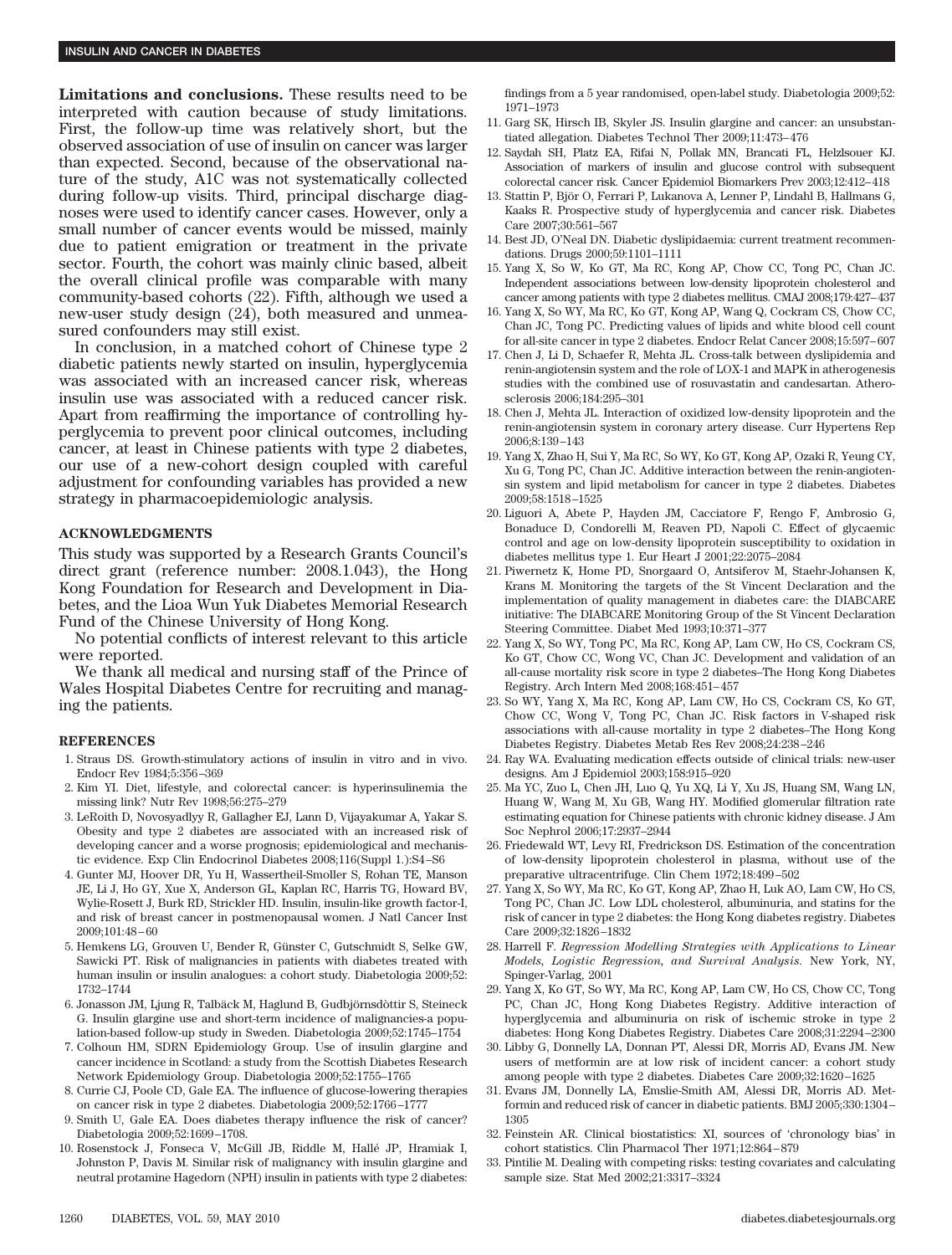**Limitations and conclusions.** These results need to be interpreted with caution because of study limitations. First, the follow-up time was relatively short, but the observed association of use of insulin on cancer was larger than expected. Second, because of the observational nature of the study, A1C was not systematically collected during follow-up visits. Third, principal discharge diagnoses were used to identify cancer cases. However, only a small number of cancer events would be missed, mainly due to patient emigration or treatment in the private sector. Fourth, the cohort was mainly clinic based, albeit the overall clinical profile was comparable with many community-based cohorts (22). Fifth, although we used a new-user study design (24), both measured and unmeasured confounders may still exist.

In conclusion, in a matched cohort of Chinese type 2 diabetic patients newly started on insulin, hyperglycemia was associated with an increased cancer risk, whereas insulin use was associated with a reduced cancer risk. Apart from reaffirming the importance of controlling hyperglycemia to prevent poor clinical outcomes, including cancer, at least in Chinese patients with type 2 diabetes, our use of a new-cohort design coupled with careful adjustment for confounding variables has provided a new strategy in pharmacoepidemiologic analysis.

## ACKNOWLEDGMENTS

This study was supported by a Research Grants Council's direct grant (reference number: 2008.1.043), the Hong Kong Foundation for Research and Development in Diabetes, and the Lioa Wun Yuk Diabetes Memorial Research Fund of the Chinese University of Hong Kong.

No potential conflicts of interest relevant to this article were reported.

We thank all medical and nursing staff of the Prince of Wales Hospital Diabetes Centre for recruiting and managing the patients.

## REFERENCES

1. Straus DS. Growth-stimulatory actions of insulin in vitro and in vivo. Endocr Rev 1984;5:356–369
2. Kim YI. Diet, lifestyle, and colorectal cancer: is hyperinsulinemia the missing link? Nutr Rev 1998;56:275–279
3. LeRoith D, Novosyadlyy R, Gallagher EJ, Lann D, Vijayakumar A, Yakar S. Obesity and type 2 diabetes are associated with an increased risk of developing cancer and a worse prognosis; epidemiological and mechanistic evidence. Exp Clin Endocrinol Diabetes 2008;116(Suppl 1.):S4–S6
4. Gunter MJ, Hoover DR, Yu H, Wassertheil-Smoller S, Rohan TE, Manson JE, Li J, Ho GY, Xue X, Anderson GL, Kaplan RC, Harris TG, Howard BV, Wylie-Rosett J, Burk RD, Strickler HD. Insulin, insulin-like growth factor-I, and risk of breast cancer in postmenopausal women. J Natl Cancer Inst 2009;101:48–60
5. Hemkens LG, Grouven U, Bender R, Günster C, Gutschmidt S, Selke GW, Sawicki PT. Risk of malignancies in patients with diabetes treated with human insulin or insulin analogues: a cohort study. Diabetologia 2009;52:1732–1744
6. Jonasson JM, Ljung R, Talbäck M, Haglund B, Gudbjörnsdòttir S, Steineck G. Insulin glargine use and short-term incidence of malignancies-a population-based follow-up study in Sweden. Diabetologia 2009;52:1745–1754
7. Colhoun HM, SDRN Epidemiology Group. Use of insulin glargine and cancer incidence in Scotland: a study from the Scottish Diabetes Research Network Epidemiology Group. Diabetologia 2009;52:1755–1765
8. Currie CJ, Poole CD, Gale EA. The influence of glucose-lowering therapies on cancer risk in type 2 diabetes. Diabetologia 2009;52:1766–1777
9. Smith U, Gale EA. Does diabetes therapy influence the risk of cancer? Diabetologia 2009;52:1699–1708.
10. Rosenstock J, Fonseca V, McGill JB, Riddle M, Hallé JP, Hramiak I, Johnston P, Davis M. Similar risk of malignancy with insulin glargine and neutral protamine Hagedorn (NPH) insulin in patients with type 2 diabetes: findings from a 5 year randomised, open-label study. Diabetologia 2009;52:1971–1973
11. Garg SK, Hirsch IB, Skyler JS. Insulin glargine and cancer: an unsubstantiated allegation. Diabetes Technol Ther 2009;11:473–476
12. Saydah SH, Platz EA, Rifai N, Pollak MN, Brancati FL, Helzlsouer KJ. Association of markers of insulin and glucose control with subsequent colorectal cancer risk. Cancer Epidemiol Biomarkers Prev 2003;12:412–418
13. Stattin P, Björ O, Ferrari P, Lukanova A, Lenner P, Lindahl B, Hallmans G, Kaaks R. Prospective study of hyperglycemia and cancer risk. Diabetes Care 2007;30:561–567
14. Best JD, O'Neal DN. Diabetic dyslipidaemia: current treatment recommendations. Drugs 2000;59:1101–1111
15. Yang X, So W, Ko GT, Ma RC, Kong AP, Chow CC, Tong PC, Chan JC. Independent associations between low-density lipoprotein cholesterol and cancer among patients with type 2 diabetes mellitus. CMAJ 2008;179:427–437
16. Yang X, So WY, Ma RC, Ko GT, Kong AP, Wang Q, Cockram CS, Chow CC, Chan JC, Tong PC. Predicting values of lipids and white blood cell count for all-site cancer in type 2 diabetes. Endocr Relat Cancer 2008;15:597–607
17. Chen J, Li D, Schaefer R, Mehta JL. Cross-talk between dyslipidemia and renin-angiotensin system and the role of LOX-1 and MAPK in atherogenesis studies with the combined use of rosuvastatin and candesartan. Atherosclerosis 2006;184:295–301
18. Chen J, Mehta JL. Interaction of oxidized low-density lipoprotein and the renin-angiotensin system in coronary artery disease. Curr Hypertens Rep 2006;8:139–143
19. Yang X, Zhao H, Sui Y, Ma RC, So WY, Ko GT, Kong AP, Ozaki R, Yeung CY, Xu G, Tong PC, Chan JC. Additive interaction between the renin-angiotensin system and lipid metabolism for cancer in type 2 diabetes. Diabetes 2009;58:1518–1525
20. Liguori A, Abete P, Hayden JM, Cacciatore F, Rengo F, Ambrosio G, Bonaduce D, Condorelli M, Reaven PD, Napoli C. Effect of glycaemic control and age on low-density lipoprotein susceptibility to oxidation in diabetes mellitus type 1. Eur Heart J 2001;22:2075–2084
21. Piwernetz K, Home PD, Snorgaard O, Antsiferov M, Staehr-Johansen K, Krans M. Monitoring the targets of the St Vincent Declaration and the implementation of quality management in diabetes care: the DIABCARE initiative: The DIABCARE Monitoring Group of the St Vincent Declaration Steering Committee. Diabet Med 1993;10:371–377
22. Yang X, So WY, Tong PC, Ma RC, Kong AP, Lam CW, Ho CS, Cockram CS, Ko GT, Chow CC, Wong VC, Chan JC. Development and validation of an all-cause mortality risk score in type 2 diabetes–The Hong Kong Diabetes Registry. Arch Intern Med 2008;168:451–457
23. So WY, Yang X, Ma RC, Kong AP, Lam CW, Ho CS, Cockram CS, Ko GT, Chow CC, Wong V, Tong PC, Chan JC. Risk factors in V-shaped risk associations with all-cause mortality in type 2 diabetes–The Hong Kong Diabetes Registry. Diabetes Metab Res Rev 2008;24:238–246
24. Ray WA. Evaluating medication effects outside of clinical trials: new-user designs. Am J Epidemiol 2003;158:915–920
25. Ma YC, Zuo L, Chen JH, Luo Q, Yu XQ, Li Y, Xu JS, Huang SM, Wang LN, Huang W, Wang M, Xu GB, Wang HY. Modified glomerular filtration rate estimating equation for Chinese patients with chronic kidney disease. J Am Soc Nephrol 2006;17:2937–2944
26. Friedewald WT, Levy RI, Fredrickson DS. Estimation of the concentration of low-density lipoprotein cholesterol in plasma, without use of the preparative ultracentrifuge. Clin Chem 1972;18:499–502
27. Yang X, So WY, Ma RC, Ko GT, Kong AP, Zhao H, Luk AO, Lam CW, Ho CS, Tong PC, Chan JC. Low LDL cholesterol, albuminuria, and statins for the risk of cancer in type 2 diabetes: the Hong Kong diabetes registry. Diabetes Care 2009;32:1826–1832
28. Harrell F. *Regression Modelling Strategies with Applications to Linear Models, Logistic Regression, and Survival Analysis.* New York, NY, Spinger-Varlag, 2001
29. Yang X, Ko GT, So WY, Ma RC, Kong AP, Lam CW, Ho CS, Chow CC, Tong PC, Chan JC, Hong Kong Diabetes Registry. Additive interaction of hyperglycemia and albuminuria on risk of ischemic stroke in type 2 diabetes: Hong Kong Diabetes Registry. Diabetes Care 2008;31:2294–2300
30. Libby G, Donnelly LA, Donnan PT, Alessi DR, Morris AD, Evans JM. New users of metformin are at low risk of incident cancer: a cohort study among people with type 2 diabetes. Diabetes Care 2009;32:1620–1625
31. Evans JM, Donnelly LA, Emslie-Smith AM, Alessi DR, Morris AD. Metformin and reduced risk of cancer in diabetic patients. BMJ 2005;330:1304–1305
32. Feinstein AR. Clinical biostatistics: XI, sources of 'chronology bias' in cohort statistics. Clin Pharmacol Ther 1971;12:864–879
33. Pintilie M. Dealing with competing risks: testing covariates and calculating sample size. Stat Med 2002;21:3317–3324